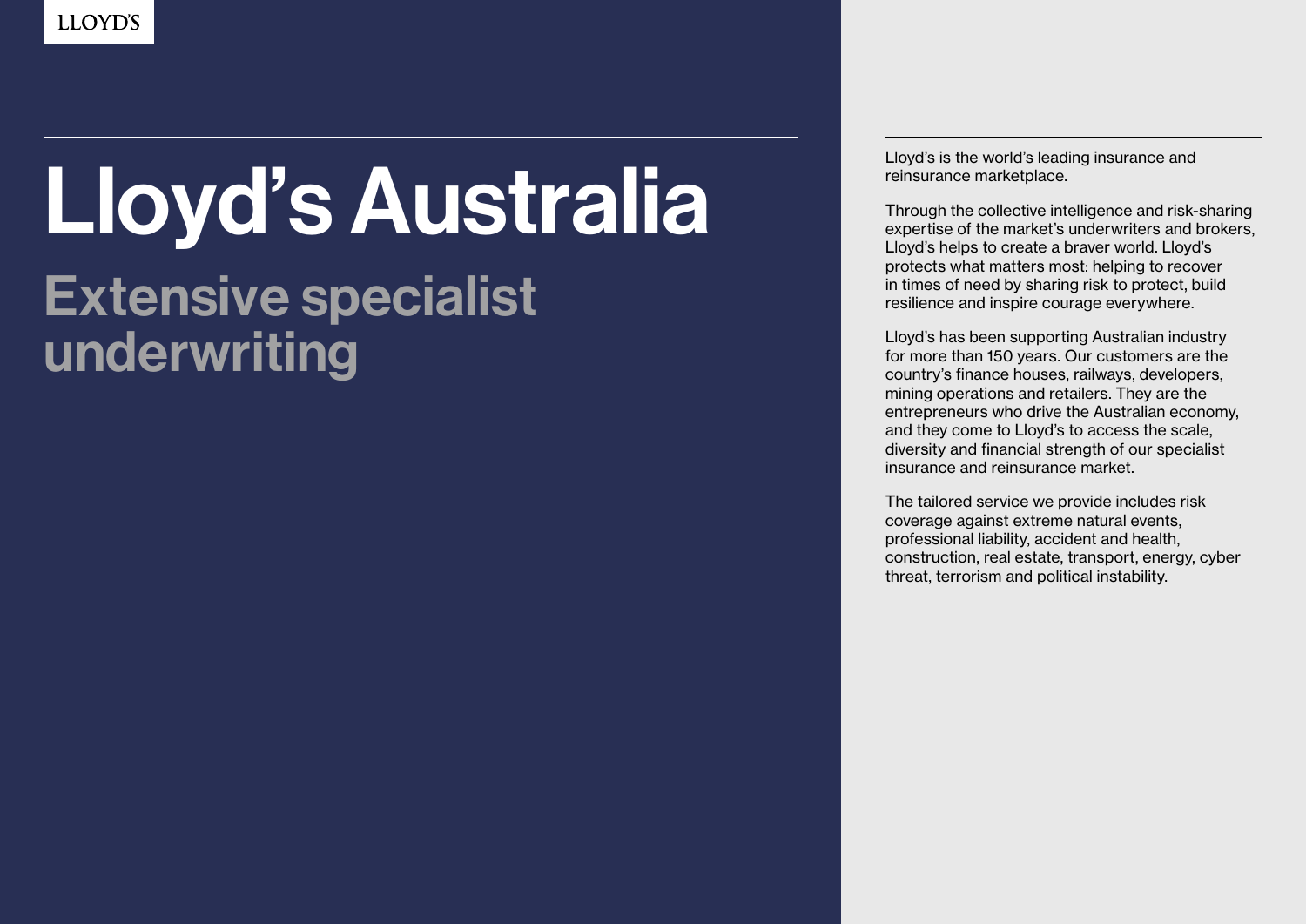# Lloyd's Australia

## Extensive specialist underwriting

Lloyd's is the world's leading insurance and reinsurance marketplace.

Through the collective intelligence and risk-sharing expertise of the market's underwriters and brokers, Lloyd's helps to create a braver world. Lloyd's protects what matters most: helping to recover in times of need by sharing risk to protect, build resilience and inspire courage everywhere.

Lloyd's has been supporting Australian industry for more than 150 years. Our customers are the country's finance houses, railways, developers, mining operations and retailers. They are the entrepreneurs who drive the Australian economy, and they come to Lloyd's to access the scale, diversity and financial strength of our specialist insurance and reinsurance market.

The tailored service we provide includes risk coverage against extreme natural events, professional liability, accident and health, construction, real estate, transport, energy, cyber threat, terrorism and political instability.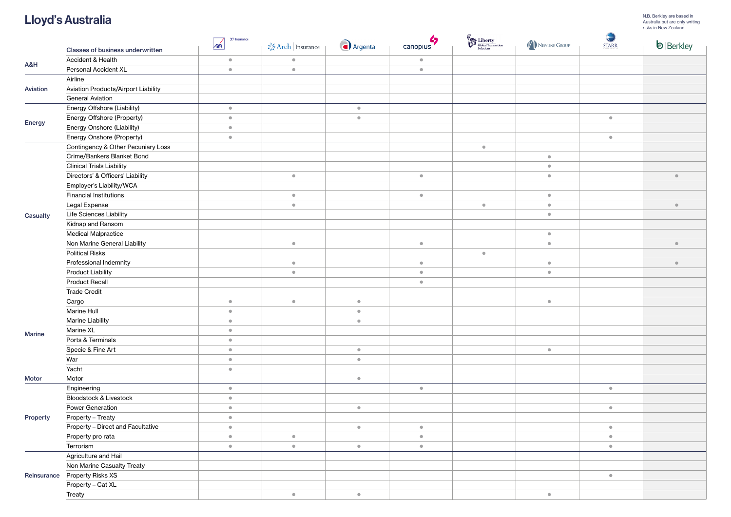# Lloyd's Australia

N.B. Berkley are based in Australia but are only writing risks in New Zealand

| | Classes of business underwritten | AXA XL Insurance | Arch Insurance | Argenta | canopius | Liberty Global Transaction Solutions | Newline Group | STARR | Berkley |
|---|---|---|---|---|---|---|---|---|---|
| A&H | Accident & Health | ● | ● | | ● | | | | |
| | Personal Accident XL | ● | ● | | ● | | | | |
| Aviation | Airline | | | | | | | | |
| | Aviation Products/Airport Liability | | | | | | | | |
| | General Aviation | | | | | | | | |
| Energy | Energy Offshore (Liability) | ● | | ● | | | | | |
| | Energy Offshore (Property) | ● | | ● | | | | ● | |
| | Energy Onshore (Liability) | ● | | | | | | | |
| | Energy Onshore (Property) | ● | | | | | | ● | |
| Casualty | Contingency & Other Pecuniary Loss | | | | | ● | | | |
| | Crime/Bankers Blanket Bond | | | | | | ● | | |
| | Clinical Trials Liability | | | | | | ● | | |
| | Directors' & Officers' Liability | | ● | | ● | | ● | | ● |
| | Employer's Liability/WCA | | | | | | | | |
| | Financial Institutions | | ● | | ● | | ● | | |
| | Legal Expense | | ● | | | ● | ● | | ● |
| | Life Sciences Liability | | | | | | ● | | |
| | Kidnap and Ransom | | | | | | | | |
| | Medical Malpractice | | | | | | ● | | |
| | Non Marine General Liability | | ● | | ● | | ● | | ● |
| | Political Risks | | | | | ● | | | |
| | Professional Indemnity | | ● | | ● | | ● | | ● |
| | Product Liability | | ● | | ● | | ● | | |
| | Product Recall | | | | ● | | | | |
| | Trade Credit | | | | | | | | |
| Marine | Cargo | ● | ● | ● | | | ● | | |
| | Marine Hull | ● | | ● | | | | | |
| | Marine Liability | ● | | ● | | | | | |
| | Marine XL | ● | | | | | | | |
| | Ports & Terminals | ● | | | | | | | |
| | Specie & Fine Art | ● | | ● | | | ● | | |
| | War | ● | | ● | | | | | |
| | Yacht | ● | | | | | | | |
| Motor | Motor | | | ● | | | | | |
| Property | Engineering | ● | | | ● | | | ● | |
| | Bloodstock & Livestock | ● | | | | | | | |
| | Power Generation | ● | | ● | | | | ● | |
| | Property – Treaty | ● | | | | | | | |
| | Property – Direct and Facultative | ● | | ● | ● | | | ● | |
| | Property pro rata | ● | ● | | ● | | | ● | |
| | Terrorism | ● | ● | ● | ● | | | ● | |
| Reinsurance | Agriculture and Hail | | | | | | | | |
| | Non Marine Casualty Treaty | | | | | | | | |
| | Property Risks XS | | | | | | | ● | |
| | Property – Cat XL | | | | | | | | |
| | Treaty | | ● | ● | | | ● | | |